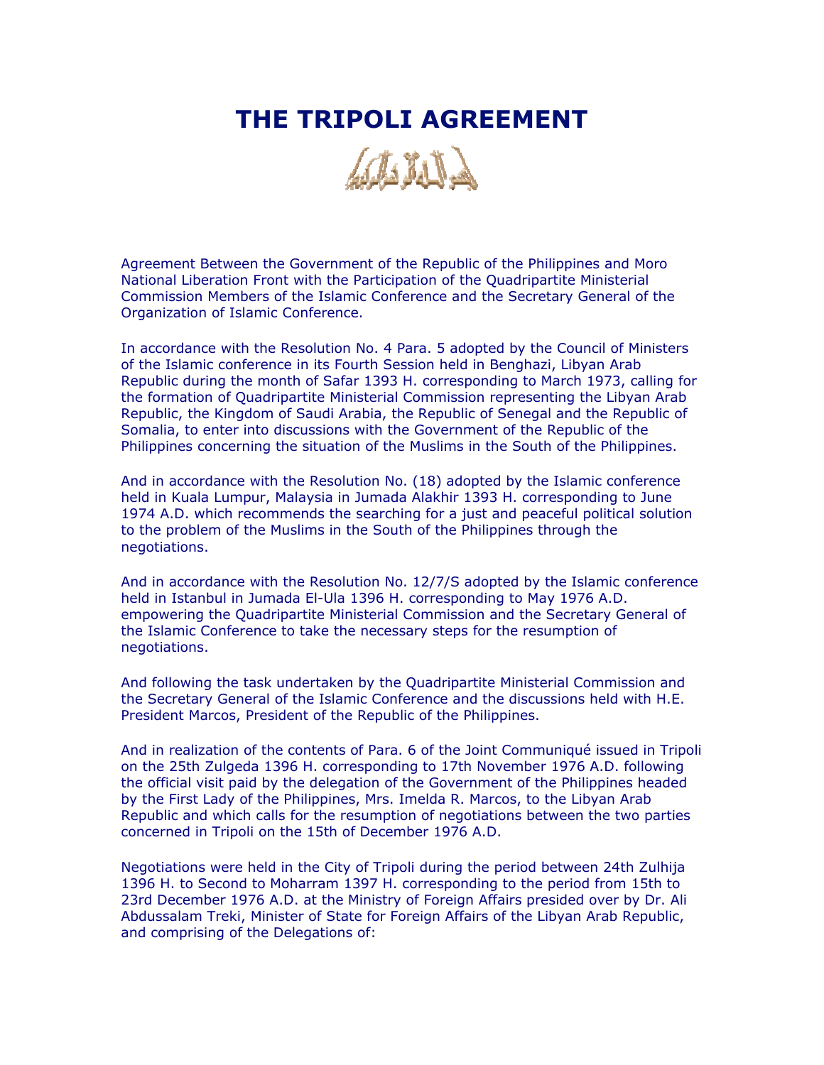# THE TRIPOLI AGREEMENT

Agreement Between the Government of the Republic of the Philippines and Moro National Liberation Front with the Participation of the Quadripartite Ministerial Commission Members of the Islamic Conference and the Secretary General of the Organization of Islamic Conference.

In accordance with the Resolution No. 4 Para. 5 adopted by the Council of Ministers of the Islamic conference in its Fourth Session held in Benghazi, Libyan Arab Republic during the month of Safar 1393 H. corresponding to March 1973, calling for the formation of Quadripartite Ministerial Commission representing the Libyan Arab Republic, the Kingdom of Saudi Arabia, the Republic of Senegal and the Republic of Somalia, to enter into discussions with the Government of the Republic of the Philippines concerning the situation of the Muslims in the South of the Philippines.

And in accordance with the Resolution No. (18) adopted by the Islamic conference held in Kuala Lumpur, Malaysia in Jumada Alakhir 1393 H. corresponding to June 1974 A.D. which recommends the searching for a just and peaceful political solution to the problem of the Muslims in the South of the Philippines through the negotiations.

And in accordance with the Resolution No. 12/7/S adopted by the Islamic conference held in Istanbul in Jumada El-Ula 1396 H. corresponding to May 1976 A.D. empowering the Quadripartite Ministerial Commission and the Secretary General of the Islamic Conference to take the necessary steps for the resumption of negotiations.

And following the task undertaken by the Quadripartite Ministerial Commission and the Secretary General of the Islamic Conference and the discussions held with H.E. President Marcos, President of the Republic of the Philippines.

And in realization of the contents of Para. 6 of the Joint Communiqué issued in Tripoli on the 25th Zulgeda 1396 H. corresponding to 17th November 1976 A.D. following the official visit paid by the delegation of the Government of the Philippines headed by the First Lady of the Philippines, Mrs. Imelda R. Marcos, to the Libyan Arab Republic and which calls for the resumption of negotiations between the two parties concerned in Tripoli on the 15th of December 1976 A.D.

Negotiations were held in the City of Tripoli during the period between 24th Zulhija 1396 H. to Second to Moharram 1397 H. corresponding to the period from 15th to 23rd December 1976 A.D. at the Ministry of Foreign Affairs presided over by Dr. Ali Abdussalam Treki, Minister of State for Foreign Affairs of the Libyan Arab Republic, and comprising of the Delegations of: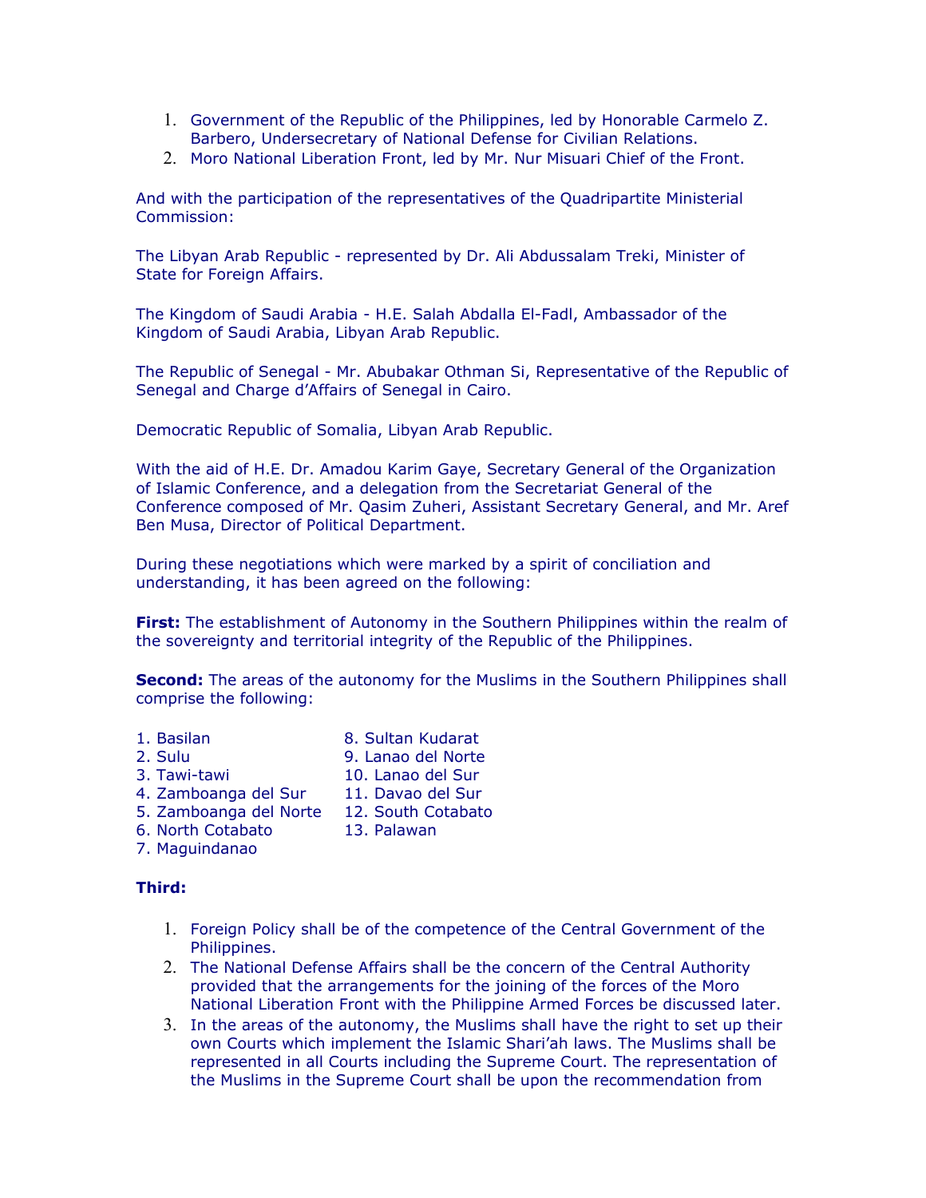1. Government of the Republic of the Philippines, led by Honorable Carmelo Z. Barbero, Undersecretary of National Defense for Civilian Relations.
2. Moro National Liberation Front, led by Mr. Nur Misuari Chief of the Front.

And with the participation of the representatives of the Quadripartite Ministerial Commission:

The Libyan Arab Republic - represented by Dr. Ali Abdussalam Treki, Minister of State for Foreign Affairs.

The Kingdom of Saudi Arabia - H.E. Salah Abdalla El-Fadl, Ambassador of the Kingdom of Saudi Arabia, Libyan Arab Republic.

The Republic of Senegal - Mr. Abubakar Othman Si, Representative of the Republic of Senegal and Charge d'Affairs of Senegal in Cairo.

Democratic Republic of Somalia, Libyan Arab Republic.

With the aid of H.E. Dr. Amadou Karim Gaye, Secretary General of the Organization of Islamic Conference, and a delegation from the Secretariat General of the Conference composed of Mr. Qasim Zuheri, Assistant Secretary General, and Mr. Aref Ben Musa, Director of Political Department.

During these negotiations which were marked by a spirit of conciliation and understanding, it has been agreed on the following:

**First:** The establishment of Autonomy in the Southern Philippines within the realm of the sovereignty and territorial integrity of the Republic of the Philippines.

**Second:** The areas of the autonomy for the Muslims in the Southern Philippines shall comprise the following:

1. Basilan
2. Sulu
3. Tawi-tawi
4. Zamboanga del Sur
5. Zamboanga del Norte
6. North Cotabato
7. Maguindanao
8. Sultan Kudarat
9. Lanao del Norte
10. Lanao del Sur
11. Davao del Sur
12. South Cotabato
13. Palawan

**Third:**

1. Foreign Policy shall be of the competence of the Central Government of the Philippines.
2. The National Defense Affairs shall be the concern of the Central Authority provided that the arrangements for the joining of the forces of the Moro National Liberation Front with the Philippine Armed Forces be discussed later.
3. In the areas of the autonomy, the Muslims shall have the right to set up their own Courts which implement the Islamic Shari'ah laws. The Muslims shall be represented in all Courts including the Supreme Court. The representation of the Muslims in the Supreme Court shall be upon the recommendation from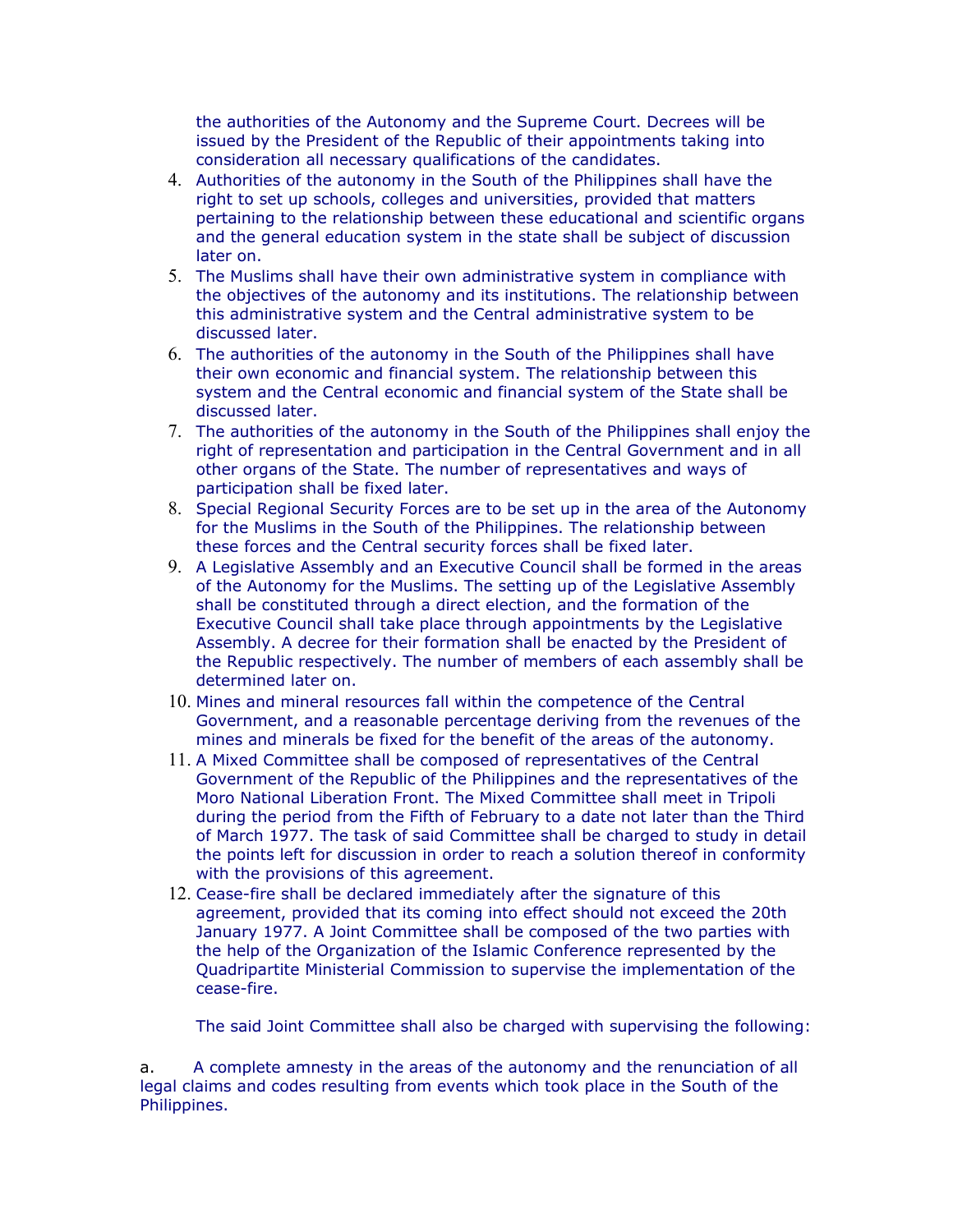the authorities of the Autonomy and the Supreme Court. Decrees will be issued by the President of the Republic of their appointments taking into consideration all necessary qualifications of the candidates.

4. Authorities of the autonomy in the South of the Philippines shall have the right to set up schools, colleges and universities, provided that matters pertaining to the relationship between these educational and scientific organs and the general education system in the state shall be subject of discussion later on.
5. The Muslims shall have their own administrative system in compliance with the objectives of the autonomy and its institutions. The relationship between this administrative system and the Central administrative system to be discussed later.
6. The authorities of the autonomy in the South of the Philippines shall have their own economic and financial system. The relationship between this system and the Central economic and financial system of the State shall be discussed later.
7. The authorities of the autonomy in the South of the Philippines shall enjoy the right of representation and participation in the Central Government and in all other organs of the State. The number of representatives and ways of participation shall be fixed later.
8. Special Regional Security Forces are to be set up in the area of the Autonomy for the Muslims in the South of the Philippines. The relationship between these forces and the Central security forces shall be fixed later.
9. A Legislative Assembly and an Executive Council shall be formed in the areas of the Autonomy for the Muslims. The setting up of the Legislative Assembly shall be constituted through a direct election, and the formation of the Executive Council shall take place through appointments by the Legislative Assembly. A decree for their formation shall be enacted by the President of the Republic respectively. The number of members of each assembly shall be determined later on.
10. Mines and mineral resources fall within the competence of the Central Government, and a reasonable percentage deriving from the revenues of the mines and minerals be fixed for the benefit of the areas of the autonomy.
11. A Mixed Committee shall be composed of representatives of the Central Government of the Republic of the Philippines and the representatives of the Moro National Liberation Front. The Mixed Committee shall meet in Tripoli during the period from the Fifth of February to a date not later than the Third of March 1977. The task of said Committee shall be charged to study in detail the points left for discussion in order to reach a solution thereof in conformity with the provisions of this agreement.
12. Cease-fire shall be declared immediately after the signature of this agreement, provided that its coming into effect should not exceed the 20th January 1977. A Joint Committee shall be composed of the two parties with the help of the Organization of the Islamic Conference represented by the Quadripartite Ministerial Commission to supervise the implementation of the cease-fire.

   The said Joint Committee shall also be charged with supervising the following:

a. A complete amnesty in the areas of the autonomy and the renunciation of all legal claims and codes resulting from events which took place in the South of the Philippines.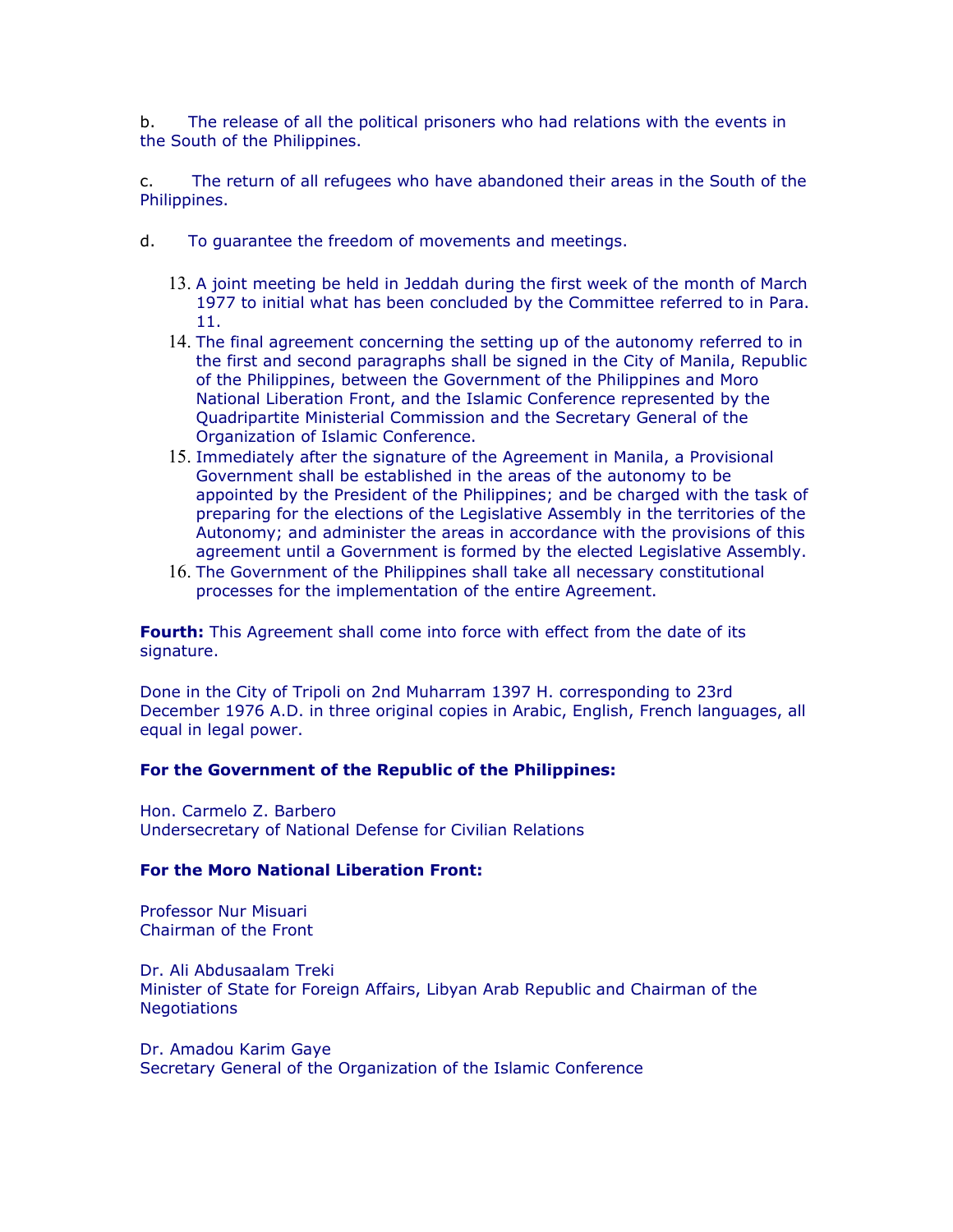b. The release of all the political prisoners who had relations with the events in the South of the Philippines.

c. The return of all refugees who have abandoned their areas in the South of the Philippines.

d. To guarantee the freedom of movements and meetings.

13. A joint meeting be held in Jeddah during the first week of the month of March 1977 to initial what has been concluded by the Committee referred to in Para. 11.
14. The final agreement concerning the setting up of the autonomy referred to in the first and second paragraphs shall be signed in the City of Manila, Republic of the Philippines, between the Government of the Philippines and Moro National Liberation Front, and the Islamic Conference represented by the Quadripartite Ministerial Commission and the Secretary General of the Organization of Islamic Conference.
15. Immediately after the signature of the Agreement in Manila, a Provisional Government shall be established in the areas of the autonomy to be appointed by the President of the Philippines; and be charged with the task of preparing for the elections of the Legislative Assembly in the territories of the Autonomy; and administer the areas in accordance with the provisions of this agreement until a Government is formed by the elected Legislative Assembly.
16. The Government of the Philippines shall take all necessary constitutional processes for the implementation of the entire Agreement.

**Fourth:** This Agreement shall come into force with effect from the date of its signature.

Done in the City of Tripoli on 2nd Muharram 1397 H. corresponding to 23rd December 1976 A.D. in three original copies in Arabic, English, French languages, all equal in legal power.

**For the Government of the Republic of the Philippines:**

Hon. Carmelo Z. Barbero
Undersecretary of National Defense for Civilian Relations

**For the Moro National Liberation Front:**

Professor Nur Misuari
Chairman of the Front

Dr. Ali Abdusaalam Treki
Minister of State for Foreign Affairs, Libyan Arab Republic and Chairman of the Negotiations

Dr. Amadou Karim Gaye
Secretary General of the Organization of the Islamic Conference